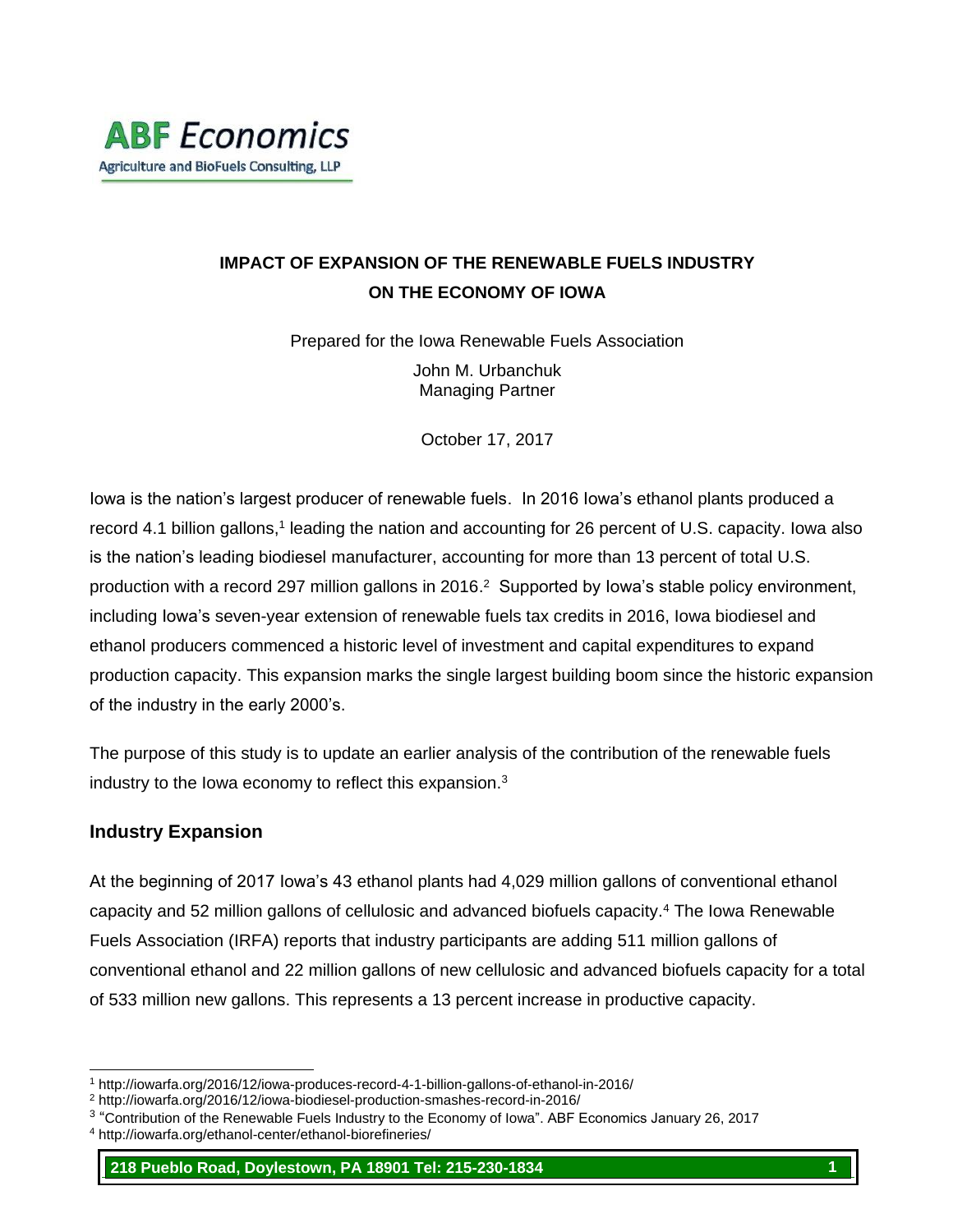**ABF Economics**

Agriculture and BioFuels Consulting, LLP

# IMPACT OF EXPANSION OF THE RENEWABLE FUELS INDUSTRY ON THE ECONOMY OF IOWA

Prepared for the Iowa Renewable Fuels Association

John M. Urbanchuk
Managing Partner

October 17, 2017

Iowa is the nation's largest producer of renewable fuels. In 2016 Iowa's ethanol plants produced a record 4.1 billion gallons,[1] leading the nation and accounting for 26 percent of U.S. capacity. Iowa also is the nation's leading biodiesel manufacturer, accounting for more than 13 percent of total U.S. production with a record 297 million gallons in 2016.[2] Supported by Iowa's stable policy environment, including Iowa's seven-year extension of renewable fuels tax credits in 2016, Iowa biodiesel and ethanol producers commenced a historic level of investment and capital expenditures to expand production capacity. This expansion marks the single largest building boom since the historic expansion of the industry in the early 2000's.

The purpose of this study is to update an earlier analysis of the contribution of the renewable fuels industry to the Iowa economy to reflect this expansion.[3]

## Industry Expansion

At the beginning of 2017 Iowa's 43 ethanol plants had 4,029 million gallons of conventional ethanol capacity and 52 million gallons of cellulosic and advanced biofuels capacity.[4] The Iowa Renewable Fuels Association (IRFA) reports that industry participants are adding 511 million gallons of conventional ethanol and 22 million gallons of new cellulosic and advanced biofuels capacity for a total of 533 million new gallons. This represents a 13 percent increase in productive capacity.

[1] http://iowarfa.org/2016/12/iowa-produces-record-4-1-billion-gallons-of-ethanol-in-2016/

[2] http://iowarfa.org/2016/12/iowa-biodiesel-production-smashes-record-in-2016/

[3] "Contribution of the Renewable Fuels Industry to the Economy of Iowa". ABF Economics January 26, 2017

[4] http://iowarfa.org/ethanol-center/ethanol-biorefineries/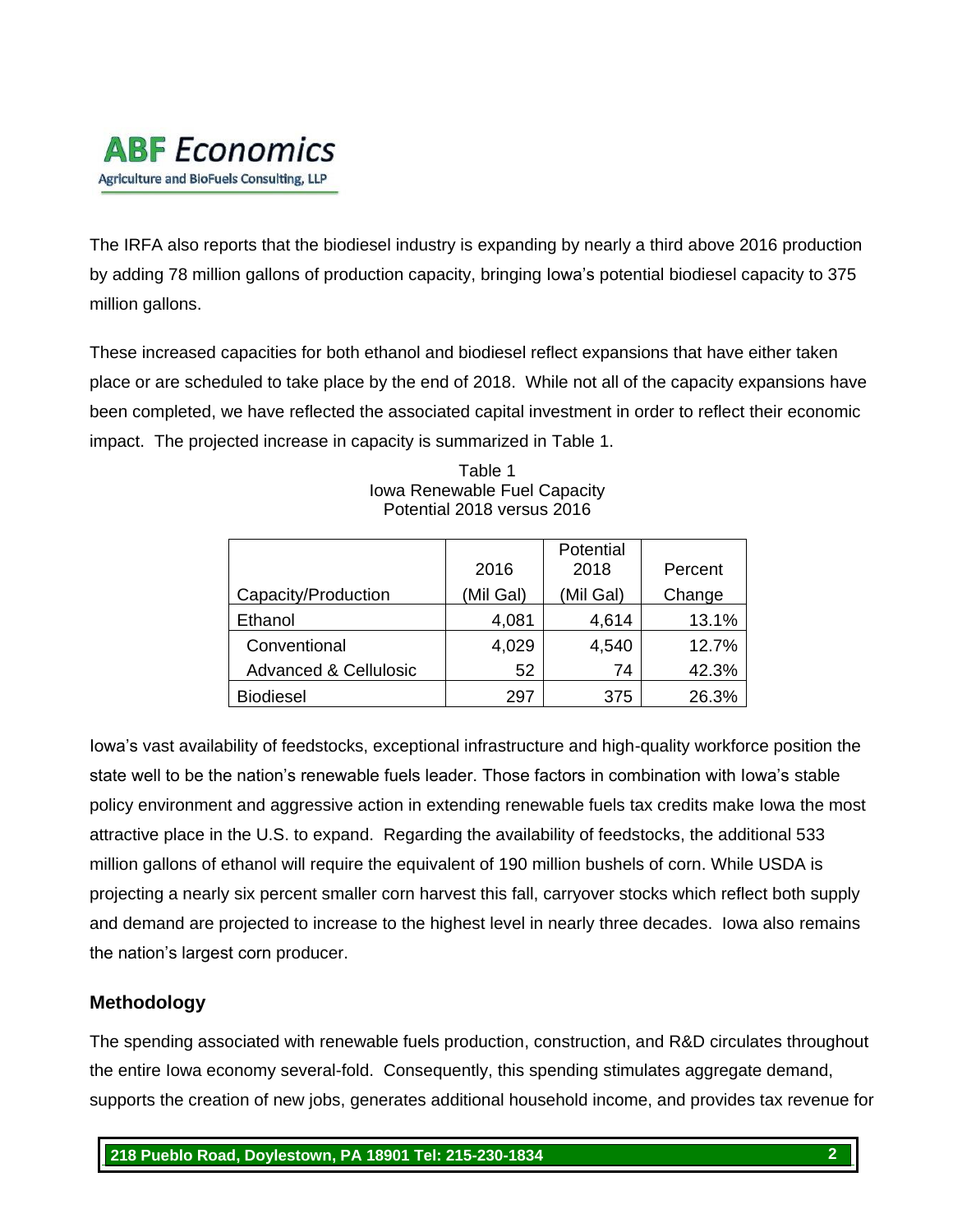The IRFA also reports that the biodiesel industry is expanding by nearly a third above 2016 production by adding 78 million gallons of production capacity, bringing Iowa's potential biodiesel capacity to 375 million gallons.

These increased capacities for both ethanol and biodiesel reflect expansions that have either taken place or are scheduled to take place by the end of 2018. While not all of the capacity expansions have been completed, we have reflected the associated capital investment in order to reflect their economic impact. The projected increase in capacity is summarized in Table 1.

Table 1
Iowa Renewable Fuel Capacity
Potential 2018 versus 2016

| Capacity/Production | 2016 (Mil Gal) | Potential 2018 (Mil Gal) | Percent Change |
|---|---|---|---|
| Ethanol | 4,081 | 4,614 | 13.1% |
| Conventional | 4,029 | 4,540 | 12.7% |
| Advanced & Cellulosic | 52 | 74 | 42.3% |
| Biodiesel | 297 | 375 | 26.3% |

Iowa's vast availability of feedstocks, exceptional infrastructure and high-quality workforce position the state well to be the nation's renewable fuels leader. Those factors in combination with Iowa's stable policy environment and aggressive action in extending renewable fuels tax credits make Iowa the most attractive place in the U.S. to expand. Regarding the availability of feedstocks, the additional 533 million gallons of ethanol will require the equivalent of 190 million bushels of corn. While USDA is projecting a nearly six percent smaller corn harvest this fall, carryover stocks which reflect both supply and demand are projected to increase to the highest level in nearly three decades. Iowa also remains the nation's largest corn producer.

## Methodology

The spending associated with renewable fuels production, construction, and R&D circulates throughout the entire Iowa economy several-fold. Consequently, this spending stimulates aggregate demand, supports the creation of new jobs, generates additional household income, and provides tax revenue for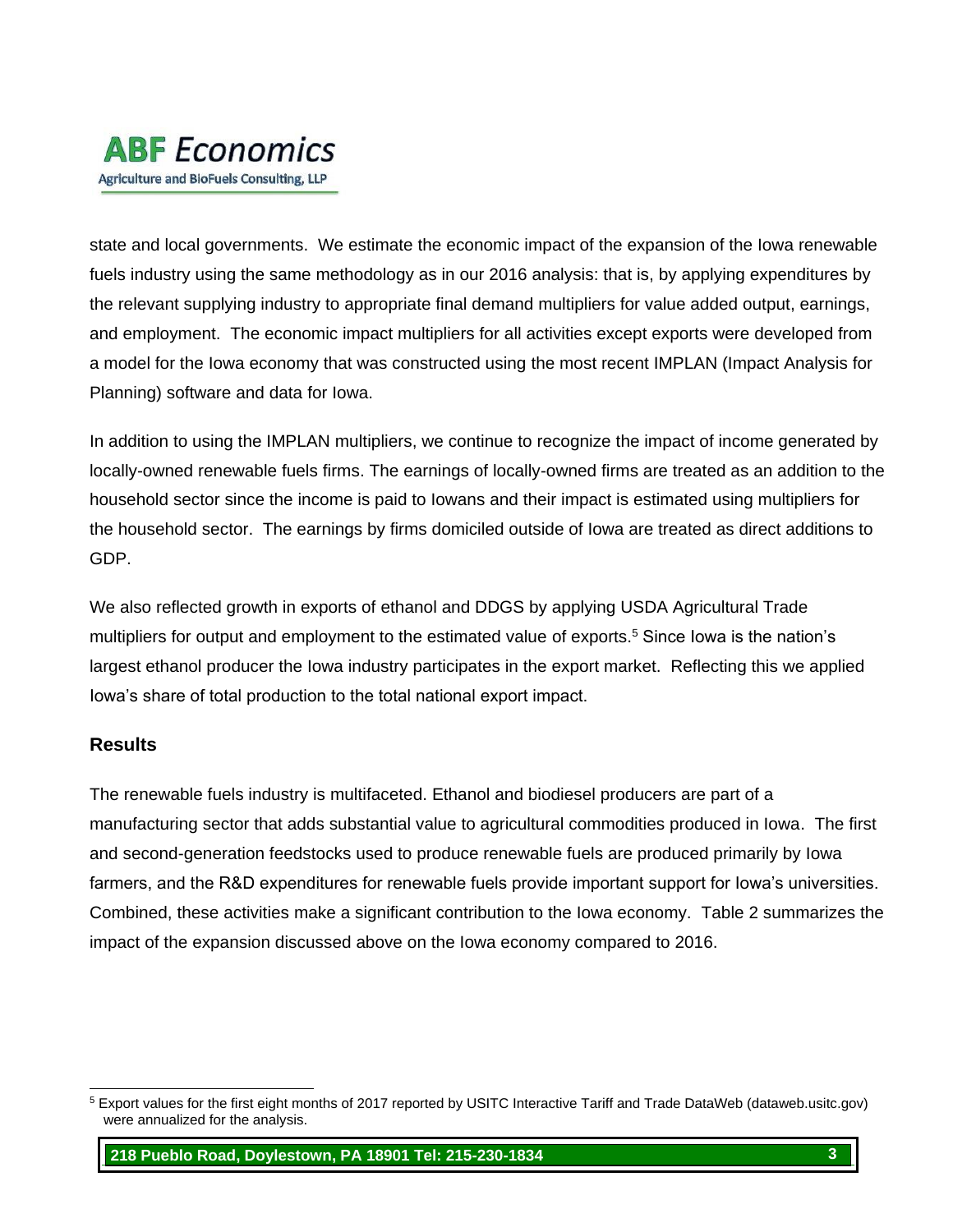state and local governments. We estimate the economic impact of the expansion of the Iowa renewable fuels industry using the same methodology as in our 2016 analysis: that is, by applying expenditures by the relevant supplying industry to appropriate final demand multipliers for value added output, earnings, and employment. The economic impact multipliers for all activities except exports were developed from a model for the Iowa economy that was constructed using the most recent IMPLAN (Impact Analysis for Planning) software and data for Iowa.

In addition to using the IMPLAN multipliers, we continue to recognize the impact of income generated by locally-owned renewable fuels firms. The earnings of locally-owned firms are treated as an addition to the household sector since the income is paid to Iowans and their impact is estimated using multipliers for the household sector. The earnings by firms domiciled outside of Iowa are treated as direct additions to GDP.

We also reflected growth in exports of ethanol and DDGS by applying USDA Agricultural Trade multipliers for output and employment to the estimated value of exports.[5] Since Iowa is the nation's largest ethanol producer the Iowa industry participates in the export market. Reflecting this we applied Iowa's share of total production to the total national export impact.

## Results

The renewable fuels industry is multifaceted. Ethanol and biodiesel producers are part of a manufacturing sector that adds substantial value to agricultural commodities produced in Iowa. The first and second-generation feedstocks used to produce renewable fuels are produced primarily by Iowa farmers, and the R&D expenditures for renewable fuels provide important support for Iowa's universities. Combined, these activities make a significant contribution to the Iowa economy. Table 2 summarizes the impact of the expansion discussed above on the Iowa economy compared to 2016.

---

[5] Export values for the first eight months of 2017 reported by USITC Interactive Tariff and Trade DataWeb (dataweb.usitc.gov) were annualized for the analysis.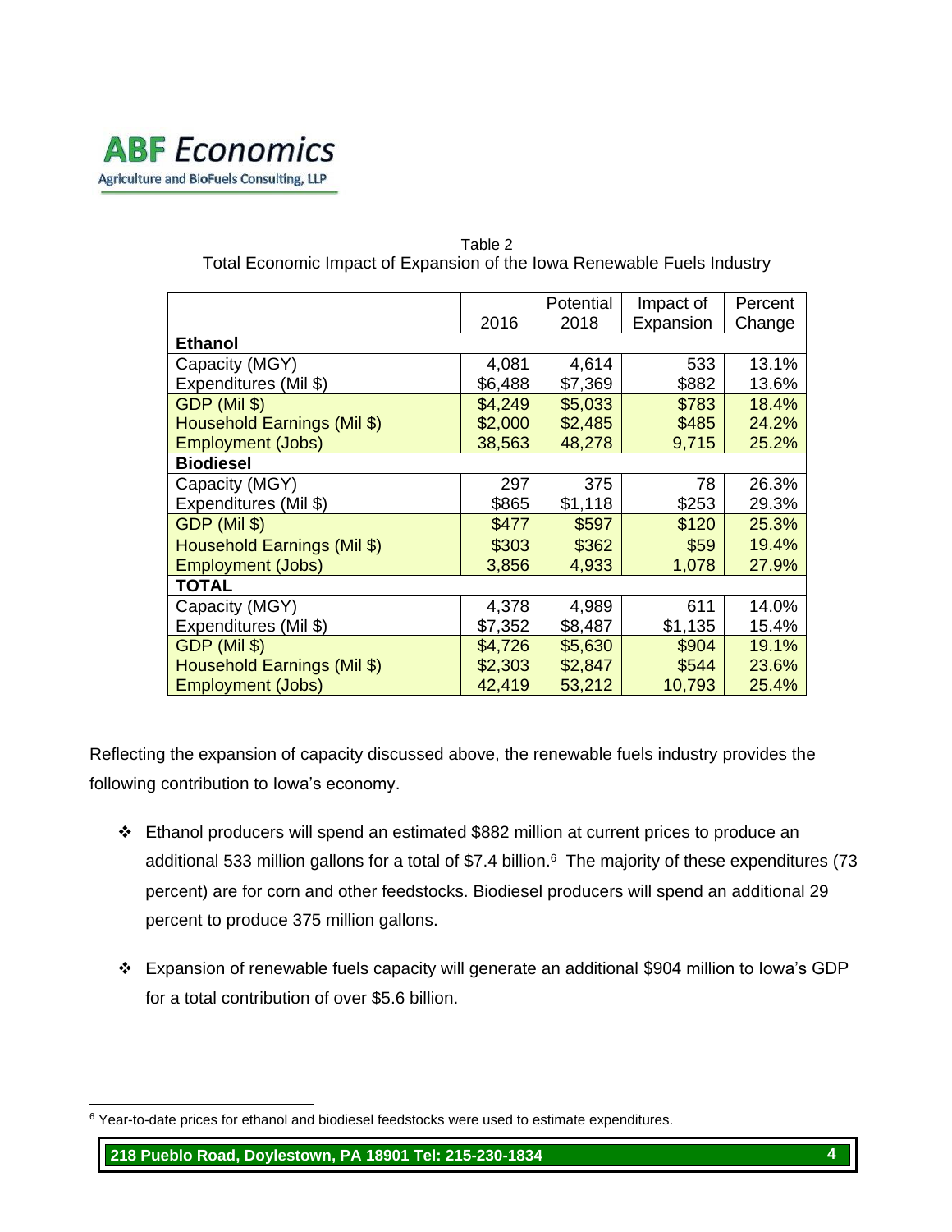Table 2
Total Economic Impact of Expansion of the Iowa Renewable Fuels Industry

| | 2016 | Potential 2018 | Impact of Expansion | Percent Change |
|---|---|---|---|---|
| **Ethanol** | | | | |
| Capacity (MGY) | 4,081 | 4,614 | 533 | 13.1% |
| Expenditures (Mil $) | $6,488 | $7,369 | $882 | 13.6% |
| GDP (Mil $) | $4,249 | $5,033 | $783 | 18.4% |
| Household Earnings (Mil $) | $2,000 | $2,485 | $485 | 24.2% |
| Employment (Jobs) | 38,563 | 48,278 | 9,715 | 25.2% |
| **Biodiesel** | | | | |
| Capacity (MGY) | 297 | 375 | 78 | 26.3% |
| Expenditures (Mil $) | $865 | $1,118 | $253 | 29.3% |
| GDP (Mil $) | $477 | $597 | $120 | 25.3% |
| Household Earnings (Mil $) | $303 | $362 | $59 | 19.4% |
| Employment (Jobs) | 3,856 | 4,933 | 1,078 | 27.9% |
| **TOTAL** | | | | |
| Capacity (MGY) | 4,378 | 4,989 | 611 | 14.0% |
| Expenditures (Mil $) | $7,352 | $8,487 | $1,135 | 15.4% |
| GDP (Mil $) | $4,726 | $5,630 | $904 | 19.1% |
| Household Earnings (Mil $) | $2,303 | $2,847 | $544 | 23.6% |
| Employment (Jobs) | 42,419 | 53,212 | 10,793 | 25.4% |

Reflecting the expansion of capacity discussed above, the renewable fuels industry provides the following contribution to Iowa's economy.

- Ethanol producers will spend an estimated $882 million at current prices to produce an additional 533 million gallons for a total of $7.4 billion.[6] The majority of these expenditures (73 percent) are for corn and other feedstocks. Biodiesel producers will spend an additional 29 percent to produce 375 million gallons.

- Expansion of renewable fuels capacity will generate an additional $904 million to Iowa's GDP for a total contribution of over $5.6 billion.

[6] Year-to-date prices for ethanol and biodiesel feedstocks were used to estimate expenditures.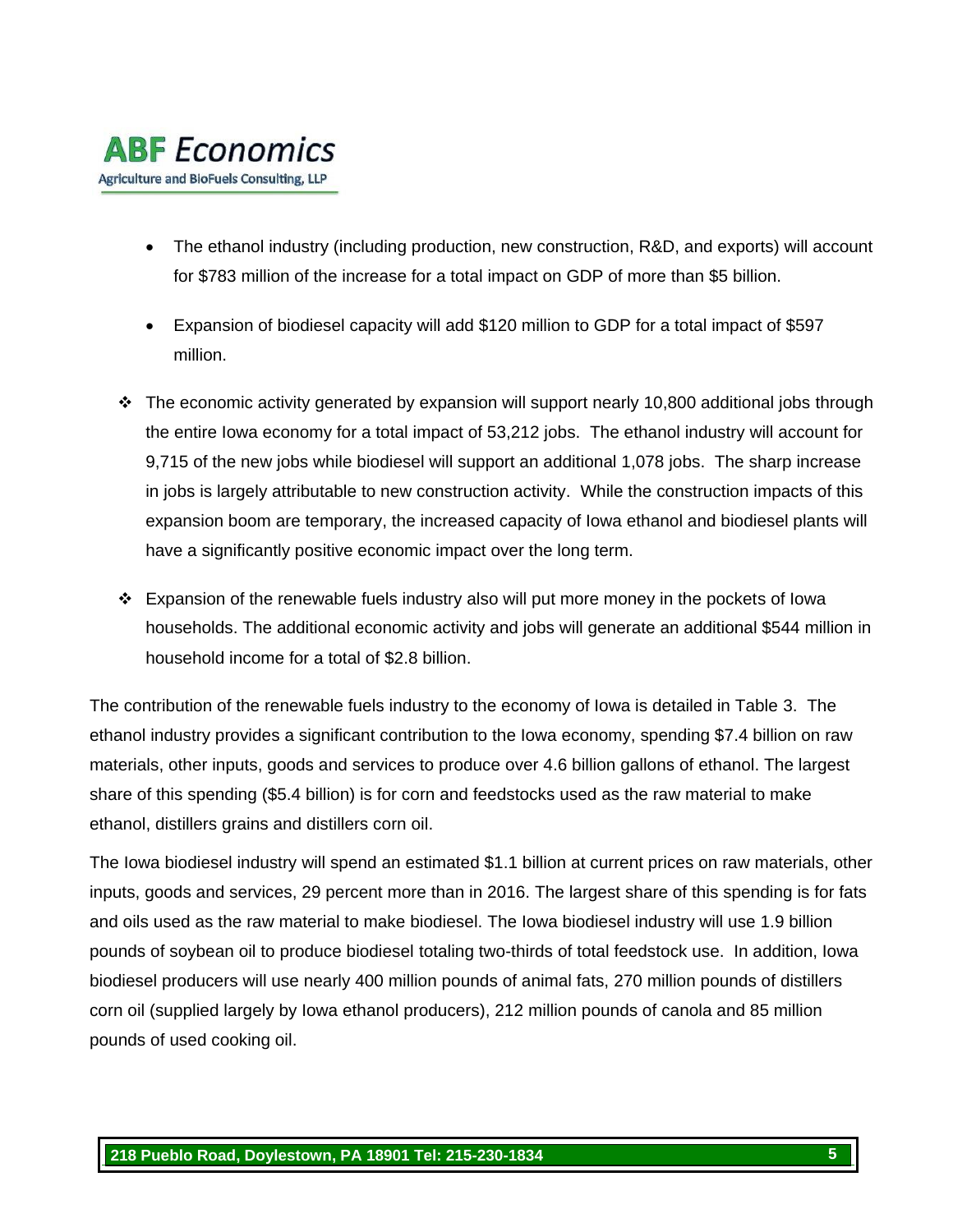- The ethanol industry (including production, new construction, R&D, and exports) will account for $783 million of the increase for a total impact on GDP of more than $5 billion.

- Expansion of biodiesel capacity will add $120 million to GDP for a total impact of $597 million.

- The economic activity generated by expansion will support nearly 10,800 additional jobs through the entire Iowa economy for a total impact of 53,212 jobs. The ethanol industry will account for 9,715 of the new jobs while biodiesel will support an additional 1,078 jobs. The sharp increase in jobs is largely attributable to new construction activity. While the construction impacts of this expansion boom are temporary, the increased capacity of Iowa ethanol and biodiesel plants will have a significantly positive economic impact over the long term.

- Expansion of the renewable fuels industry also will put more money in the pockets of Iowa households. The additional economic activity and jobs will generate an additional $544 million in household income for a total of $2.8 billion.

The contribution of the renewable fuels industry to the economy of Iowa is detailed in Table 3. The ethanol industry provides a significant contribution to the Iowa economy, spending $7.4 billion on raw materials, other inputs, goods and services to produce over 4.6 billion gallons of ethanol. The largest share of this spending ($5.4 billion) is for corn and feedstocks used as the raw material to make ethanol, distillers grains and distillers corn oil.

The Iowa biodiesel industry will spend an estimated $1.1 billion at current prices on raw materials, other inputs, goods and services, 29 percent more than in 2016. The largest share of this spending is for fats and oils used as the raw material to make biodiesel. The Iowa biodiesel industry will use 1.9 billion pounds of soybean oil to produce biodiesel totaling two-thirds of total feedstock use. In addition, Iowa biodiesel producers will use nearly 400 million pounds of animal fats, 270 million pounds of distillers corn oil (supplied largely by Iowa ethanol producers), 212 million pounds of canola and 85 million pounds of used cooking oil.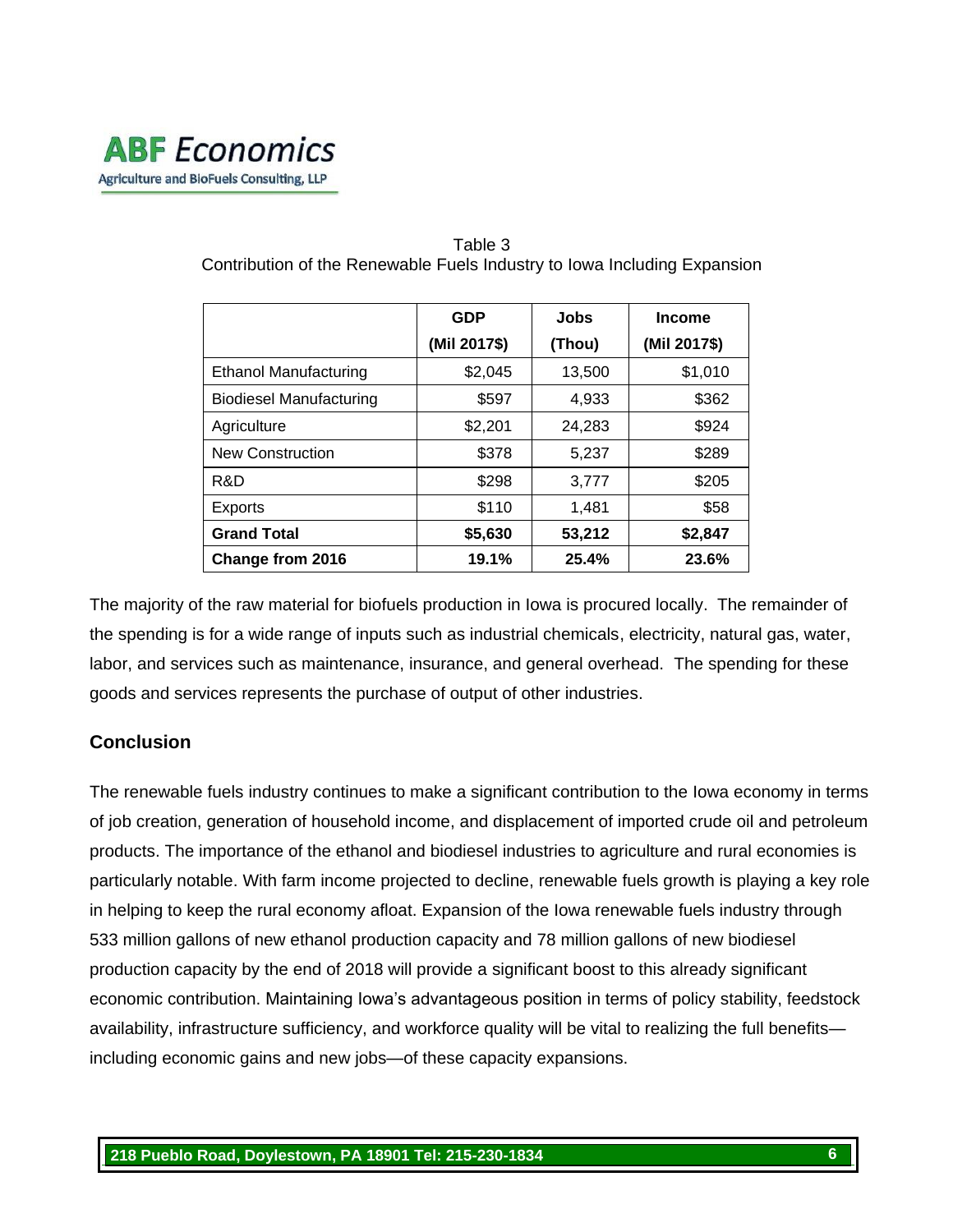Table 3
Contribution of the Renewable Fuels Industry to Iowa Including Expansion

| | GDP (Mil 2017$) | Jobs (Thou) | Income (Mil 2017$) |
|---|---|---|---|
| Ethanol Manufacturing | $2,045 | 13,500 | $1,010 |
| Biodiesel Manufacturing | $597 | 4,933 | $362 |
| Agriculture | $2,201 | 24,283 | $924 |
| New Construction | $378 | 5,237 | $289 |
| R&D | $298 | 3,777 | $205 |
| Exports | $110 | 1,481 | $58 |
| **Grand Total** | **$5,630** | **53,212** | **$2,847** |
| **Change from 2016** | **19.1%** | **25.4%** | **23.6%** |

The majority of the raw material for biofuels production in Iowa is procured locally. The remainder of the spending is for a wide range of inputs such as industrial chemicals, electricity, natural gas, water, labor, and services such as maintenance, insurance, and general overhead. The spending for these goods and services represents the purchase of output of other industries.

## Conclusion

The renewable fuels industry continues to make a significant contribution to the Iowa economy in terms of job creation, generation of household income, and displacement of imported crude oil and petroleum products. The importance of the ethanol and biodiesel industries to agriculture and rural economies is particularly notable. With farm income projected to decline, renewable fuels growth is playing a key role in helping to keep the rural economy afloat. Expansion of the Iowa renewable fuels industry through 533 million gallons of new ethanol production capacity and 78 million gallons of new biodiesel production capacity by the end of 2018 will provide a significant boost to this already significant economic contribution. Maintaining Iowa's advantageous position in terms of policy stability, feedstock availability, infrastructure sufficiency, and workforce quality will be vital to realizing the full benefits—including economic gains and new jobs—of these capacity expansions.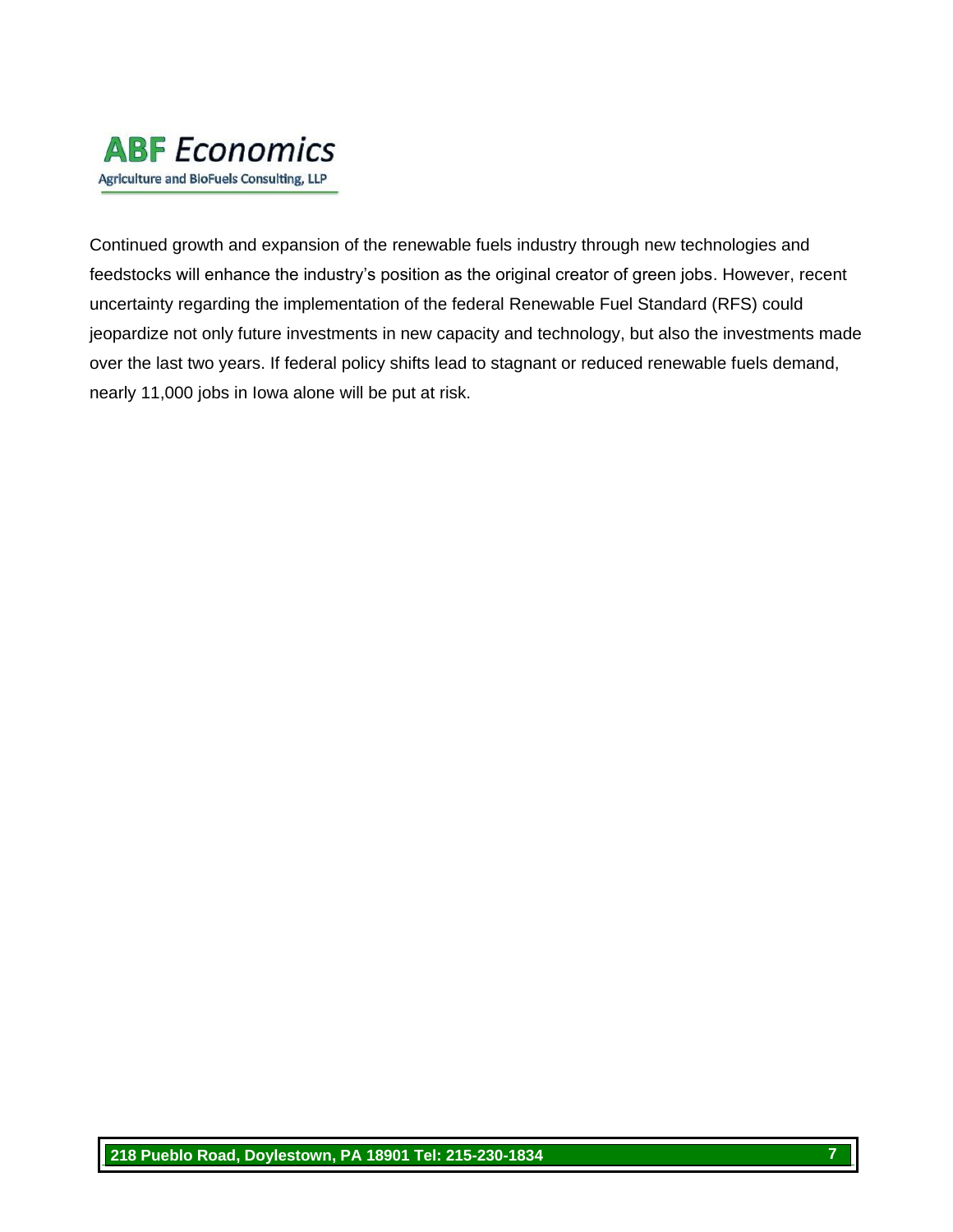Continued growth and expansion of the renewable fuels industry through new technologies and feedstocks will enhance the industry's position as the original creator of green jobs. However, recent uncertainty regarding the implementation of the federal Renewable Fuel Standard (RFS) could jeopardize not only future investments in new capacity and technology, but also the investments made over the last two years. If federal policy shifts lead to stagnant or reduced renewable fuels demand, nearly 11,000 jobs in Iowa alone will be put at risk.